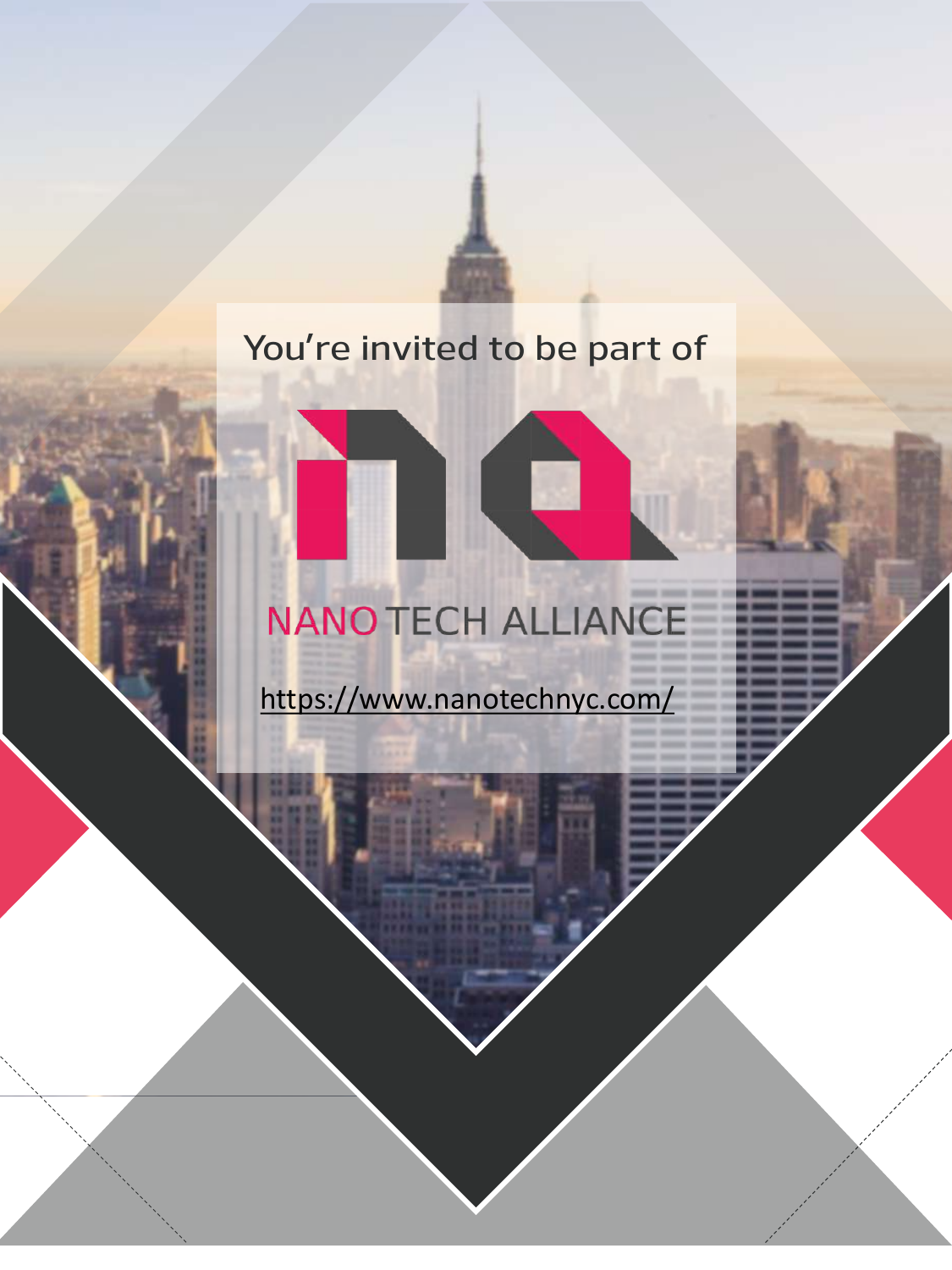You're invited to be part of

# NANO TECH ALLIANCE

https://www.nanotechnyc.com/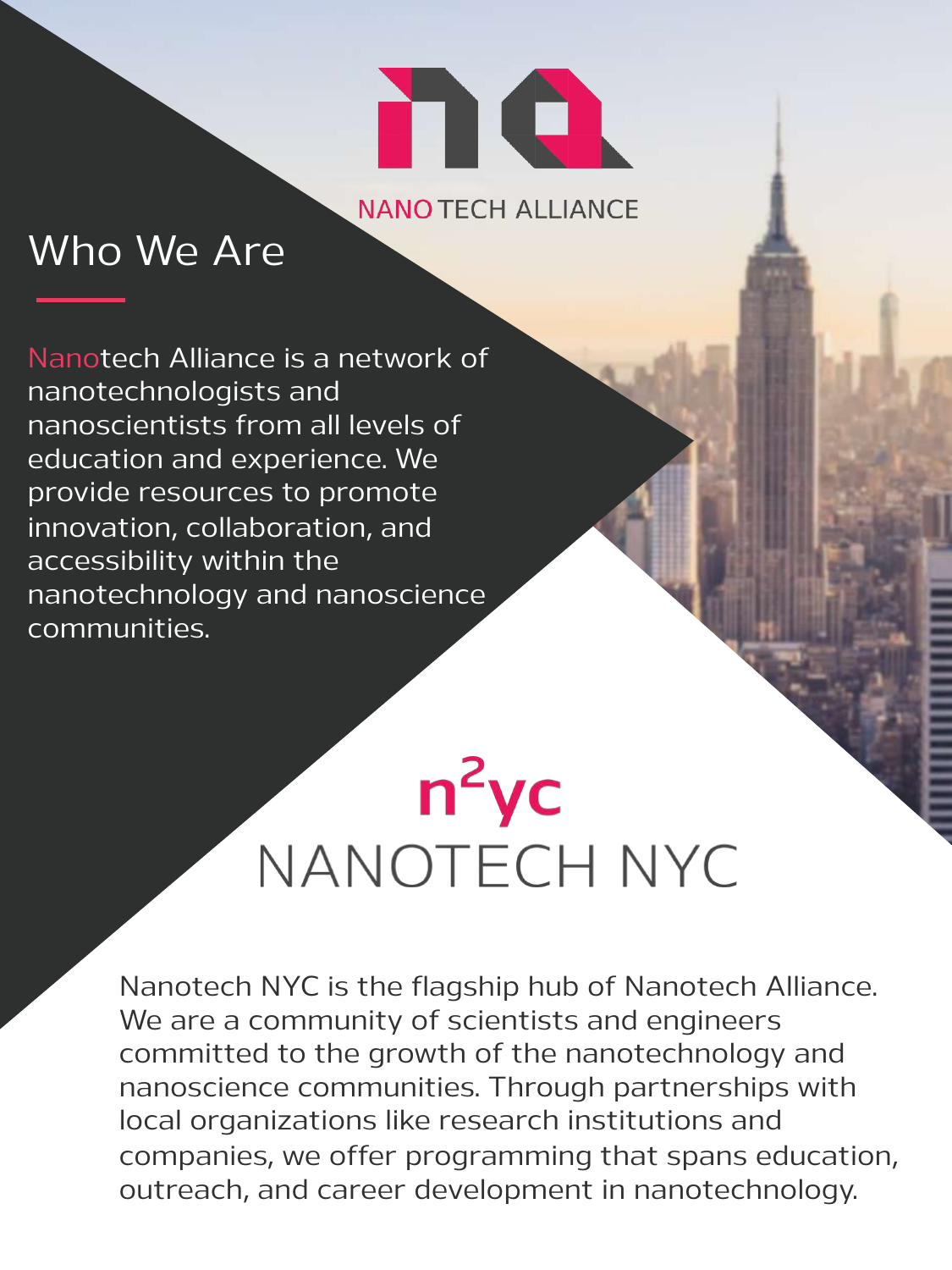NANO TECH ALLIANCE

## Who We Are

Nanotech Alliance is a network of nanotechnologists and nanoscientists from all levels of education and experience. We provide resources to promote innovation, collaboration, and accessibility within the nanotechnology and nanoscience communities.

## n²yc NANOTECH NYC

Nanotech NYC is the flagship hub of Nanotech Alliance. We are a community of scientists and engineers committed to the growth of the nanotechnology and nanoscience communities. Through partnerships with local organizations like research institutions and companies, we offer programming that spans education, outreach, and career development in nanotechnology.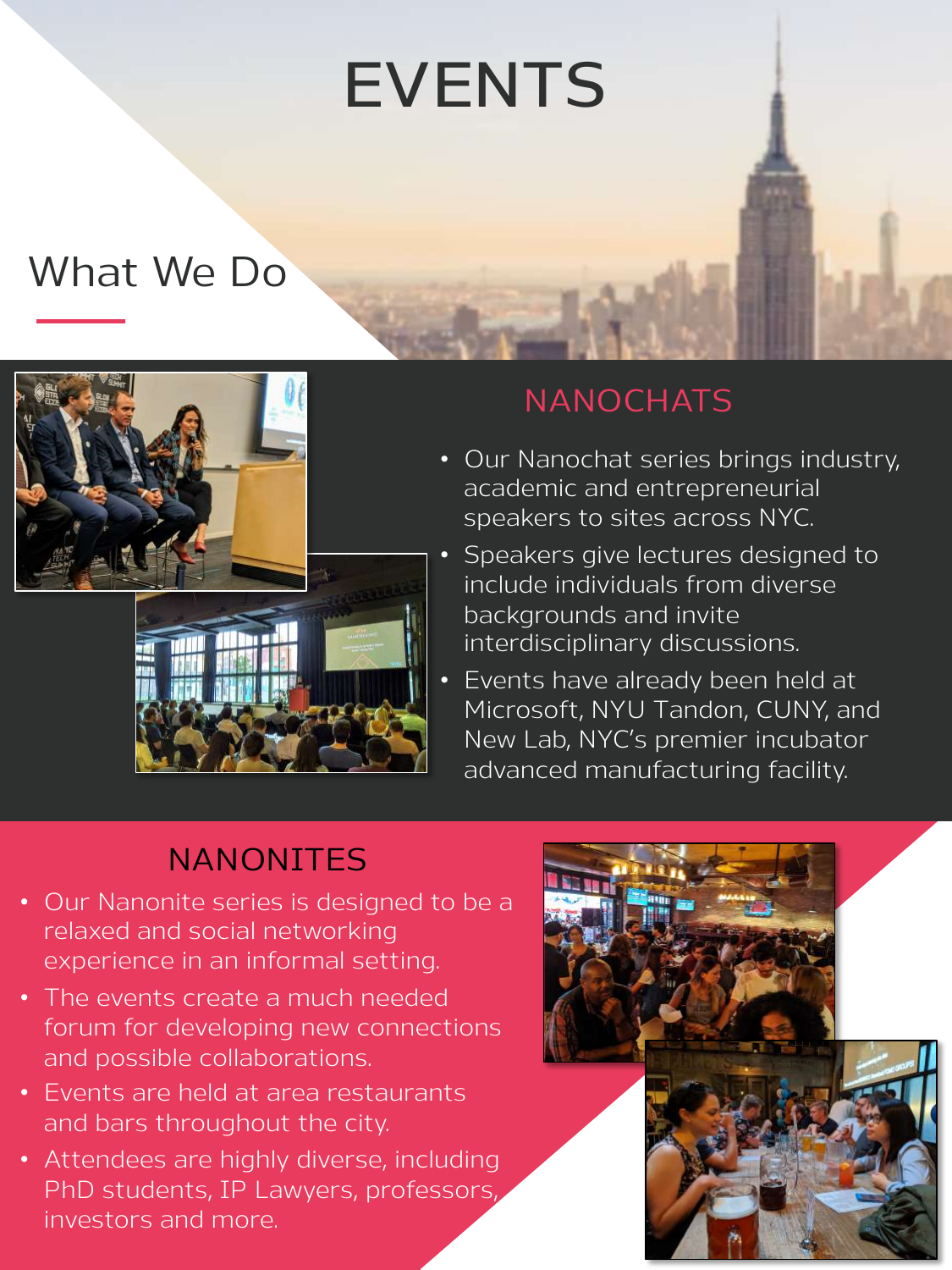# EVENTS

## What We Do

### NANOCHATS

- Our Nanochat series brings industry, academic and entrepreneurial speakers to sites across NYC.
- Speakers give lectures designed to include individuals from diverse backgrounds and invite interdisciplinary discussions.
- Events have already been held at Microsoft, NYU Tandon, CUNY, and New Lab, NYC's premier incubator advanced manufacturing facility.

### NANONITES

- Our Nanonite series is designed to be a relaxed and social networking experience in an informal setting.
- The events create a much needed forum for developing new connections and possible collaborations.
- Events are held at area restaurants and bars throughout the city.
- Attendees are highly diverse, including PhD students, IP Lawyers, professors, investors and more.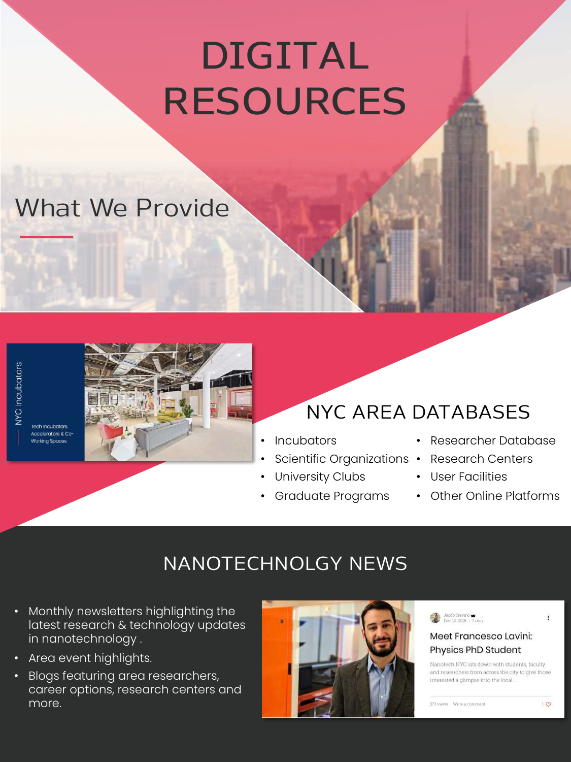# DIGITAL RESOURCES

## What We Provide

NYC Incubators

Tech Incubators, Accelerators & Co-Working Spaces

## NYC AREA DATABASES

- Incubators
- Scientific Organizations
- University Clubs
- Graduate Programs
- Researcher Database
- Research Centers
- User Facilities
- Other Online Platforms

## NANOTECHNOLGY NEWS

- Monthly newsletters highlighting the latest research & technology updates in nanotechnology .
- Area event highlights.
- Blogs featuring area researchers, career options, research centers and more.

Jacob Trevino
Dec 12, 2018 · 7 min

Meet Francesco Lavini: Physics PhD Student

Nanotech NYC sits down with students, faculty and researchers from across the city to give those interested a glimpse into the local...

373 views Write a comment 1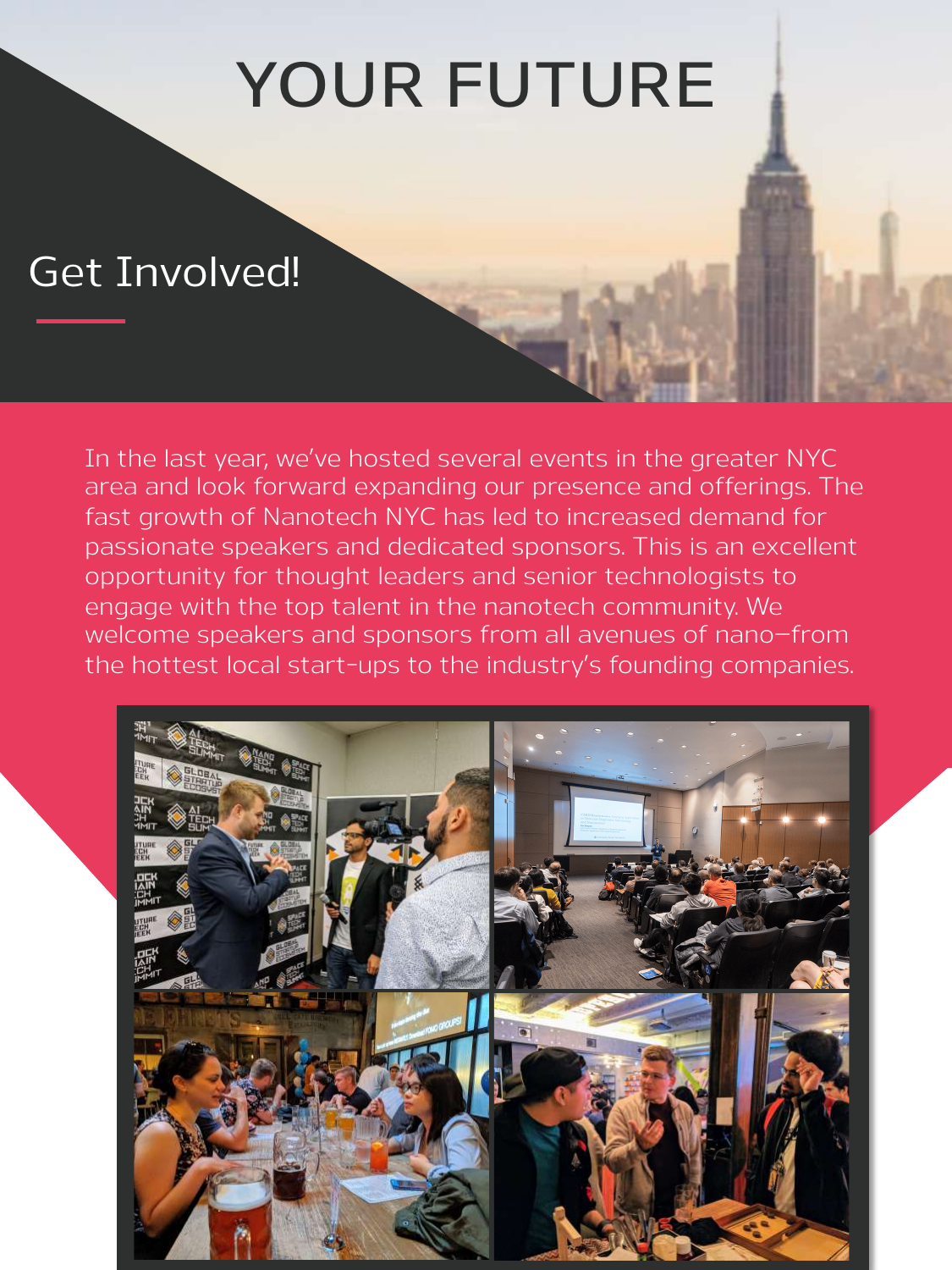# YOUR FUTURE

## Get Involved!

In the last year, we've hosted several events in the greater NYC area and look forward expanding our presence and offerings. The fast growth of Nanotech NYC has led to increased demand for passionate speakers and dedicated sponsors. This is an excellent opportunity for thought leaders and senior technologists to engage with the top talent in the nanotech community. We welcome speakers and sponsors from all avenues of nano—from the hottest local start-ups to the industry's founding companies.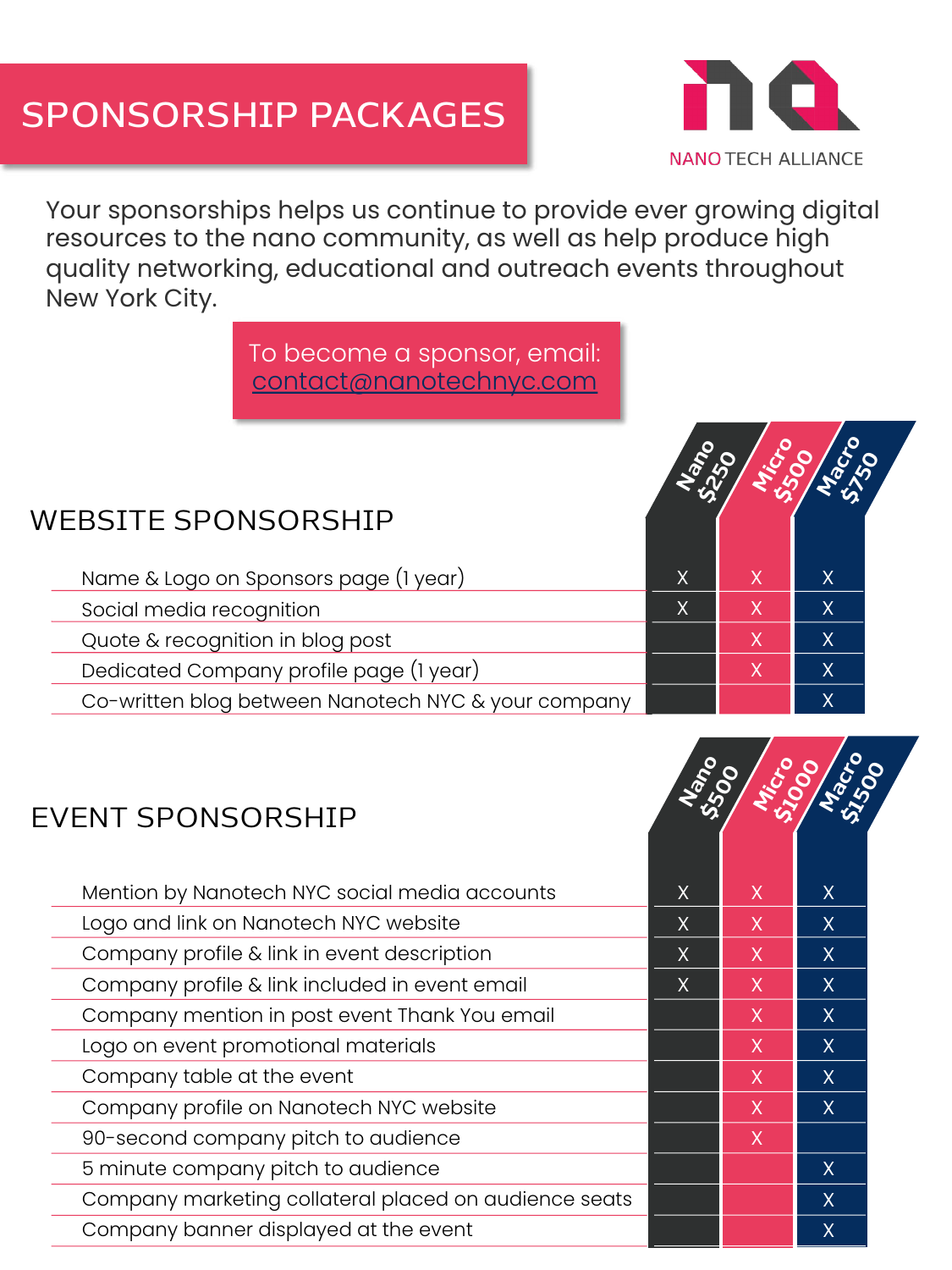# SPONSORSHIP PACKAGES

NANO TECH ALLIANCE

Your sponsorships helps us continue to provide ever growing digital resources to the nano community, as well as help produce high quality networking, educational and outreach events throughout New York City.

To become a sponsor, email: contact@nanotechnyc.com

## WEBSITE SPONSORSHIP

| | Nano $250 | Micro $500 | Macro $750 |
|---|---|---|---|
| Name & Logo on Sponsors page (1 year) | X | X | X |
| Social media recognition | X | X | X |
| Quote & recognition in blog post | | X | X |
| Dedicated Company profile page (1 year) | | X | X |
| Co-written blog between Nanotech NYC & your company | | | X |

## EVENT SPONSORSHIP

| | Nano $500 | Micro $1000 | Macro $1500 |
|---|---|---|---|
| Mention by Nanotech NYC social media accounts | X | X | X |
| Logo and link on Nanotech NYC website | X | X | X |
| Company profile & link in event description | X | X | X |
| Company profile & link included in event email | X | X | X |
| Company mention in post event Thank You email | | X | X |
| Logo on event promotional materials | | X | X |
| Company table at the event | | X | X |
| Company profile on Nanotech NYC website | | X | X |
| 90-second company pitch to audience | | X | |
| 5 minute company pitch to audience | | | X |
| Company marketing collateral placed on audience seats | | | X |
| Company banner displayed at the event | | | X |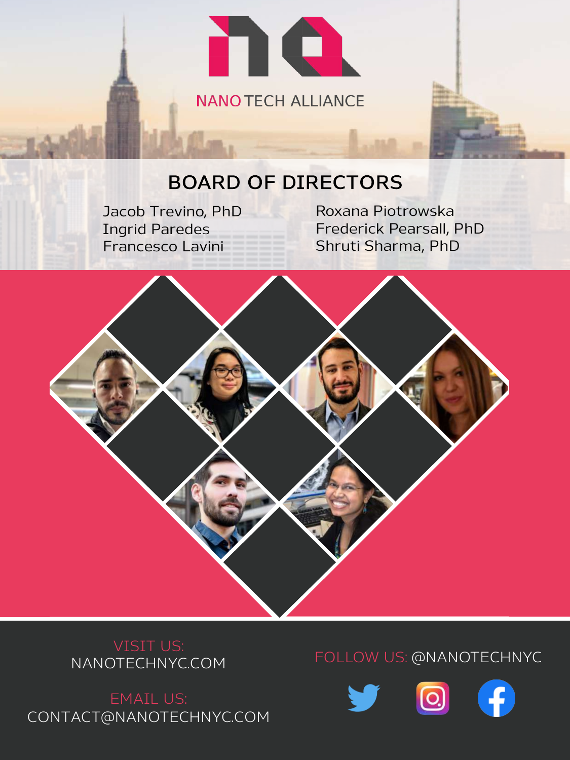# NANO TECH ALLIANCE

## BOARD OF DIRECTORS

Jacob Trevino, PhD
Ingrid Paredes
Francesco Lavini
Roxana Piotrowska
Frederick Pearsall, PhD
Shruti Sharma, PhD

VISIT US:
NANOTECHNYC.COM

EMAIL US:
CONTACT@NANOTECHNYC.COM

FOLLOW US: @NANOTECHNYC